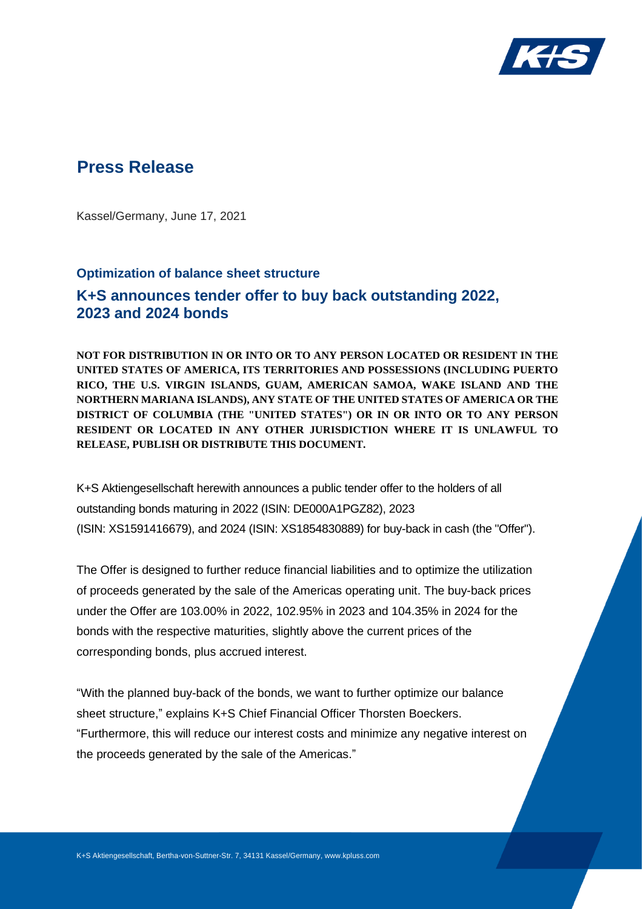# Press Release

Kassel/Germany, June 17, 2021

### Optimization of balance sheet structure

## K+S announces tender offer to buy back outstanding 2022, 2023 and 2024 bonds

**NOT FOR DISTRIBUTION IN OR INTO OR TO ANY PERSON LOCATED OR RESIDENT IN THE UNITED STATES OF AMERICA, ITS TERRITORIES AND POSSESSIONS (INCLUDING PUERTO RICO, THE U.S. VIRGIN ISLANDS, GUAM, AMERICAN SAMOA, WAKE ISLAND AND THE NORTHERN MARIANA ISLANDS), ANY STATE OF THE UNITED STATES OF AMERICA OR THE DISTRICT OF COLUMBIA (THE "UNITED STATES") OR IN OR INTO OR TO ANY PERSON RESIDENT OR LOCATED IN ANY OTHER JURISDICTION WHERE IT IS UNLAWFUL TO RELEASE, PUBLISH OR DISTRIBUTE THIS DOCUMENT.**

K+S Aktiengesellschaft herewith announces a public tender offer to the holders of all outstanding bonds maturing in 2022 (ISIN: DE000A1PGZ82), 2023 (ISIN: XS1591416679), and 2024 (ISIN: XS1854830889) for buy-back in cash (the "Offer").

The Offer is designed to further reduce financial liabilities and to optimize the utilization of proceeds generated by the sale of the Americas operating unit. The buy-back prices under the Offer are 103.00% in 2022, 102.95% in 2023 and 104.35% in 2024 for the bonds with the respective maturities, slightly above the current prices of the corresponding bonds, plus accrued interest.

“With the planned buy-back of the bonds, we want to further optimize our balance sheet structure,” explains K+S Chief Financial Officer Thorsten Boeckers. “Furthermore, this will reduce our interest costs and minimize any negative interest on the proceeds generated by the sale of the Americas.”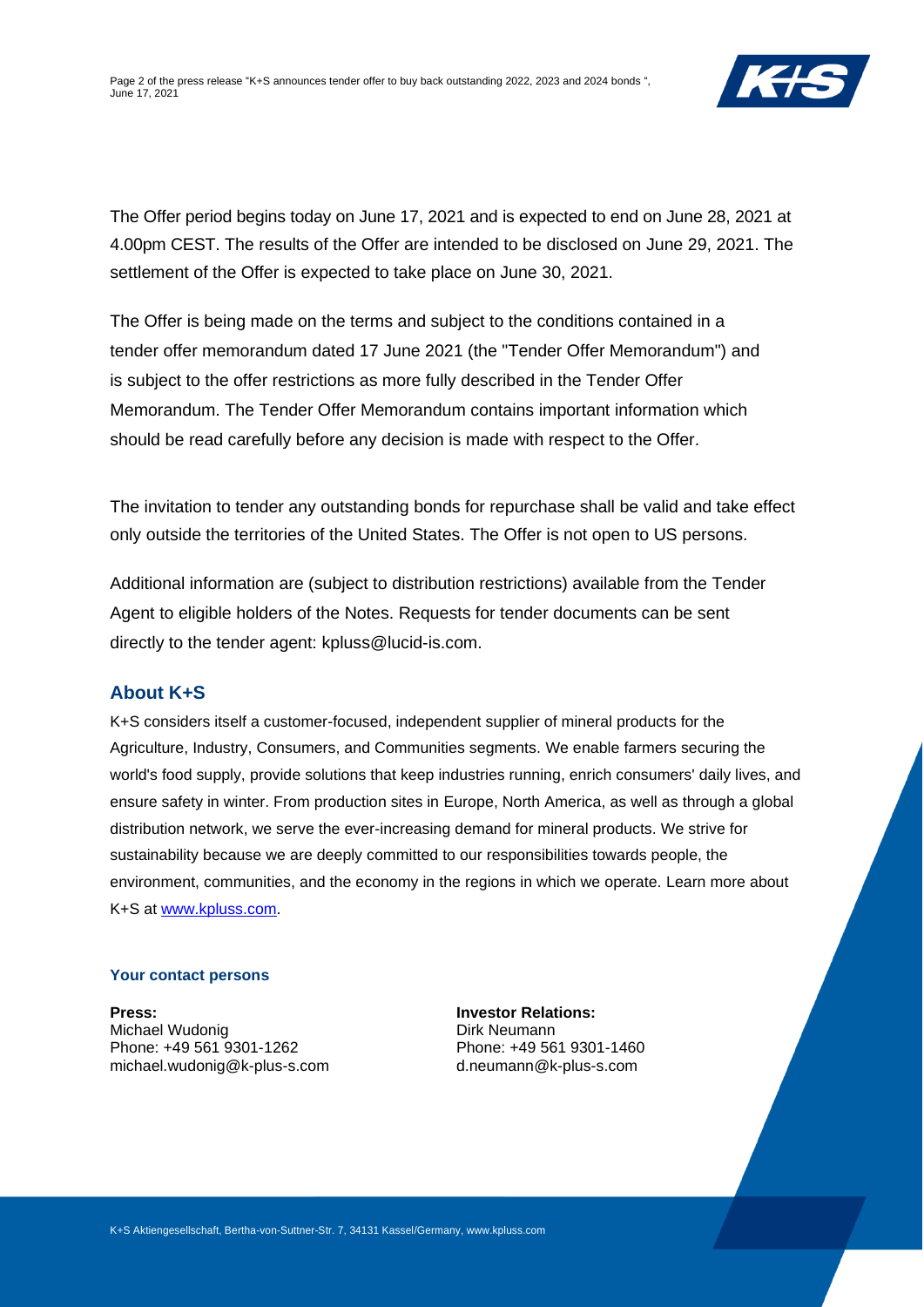The Offer period begins today on June 17, 2021 and is expected to end on June 28, 2021 at 4.00pm CEST. The results of the Offer are intended to be disclosed on June 29, 2021. The settlement of the Offer is expected to take place on June 30, 2021.

The Offer is being made on the terms and subject to the conditions contained in a tender offer memorandum dated 17 June 2021 (the "Tender Offer Memorandum") and is subject to the offer restrictions as more fully described in the Tender Offer Memorandum. The Tender Offer Memorandum contains important information which should be read carefully before any decision is made with respect to the Offer.

The invitation to tender any outstanding bonds for repurchase shall be valid and take effect only outside the territories of the United States. The Offer is not open to US persons.

Additional information are (subject to distribution restrictions) available from the Tender Agent to eligible holders of the Notes. Requests for tender documents can be sent directly to the tender agent: kpluss@lucid-is.com.

## About K+S

K+S considers itself a customer-focused, independent supplier of mineral products for the Agriculture, Industry, Consumers, and Communities segments. We enable farmers securing the world's food supply, provide solutions that keep industries running, enrich consumers' daily lives, and ensure safety in winter. From production sites in Europe, North America, as well as through a global distribution network, we serve the ever-increasing demand for mineral products. We strive for sustainability because we are deeply committed to our responsibilities towards people, the environment, communities, and the economy in the regions in which we operate. Learn more about K+S at www.kpluss.com.

### Your contact persons

**Press:**
Michael Wudonig
Phone: +49 561 9301-1262
michael.wudonig@k-plus-s.com

**Investor Relations:**
Dirk Neumann
Phone: +49 561 9301-1460
d.neumann@k-plus-s.com